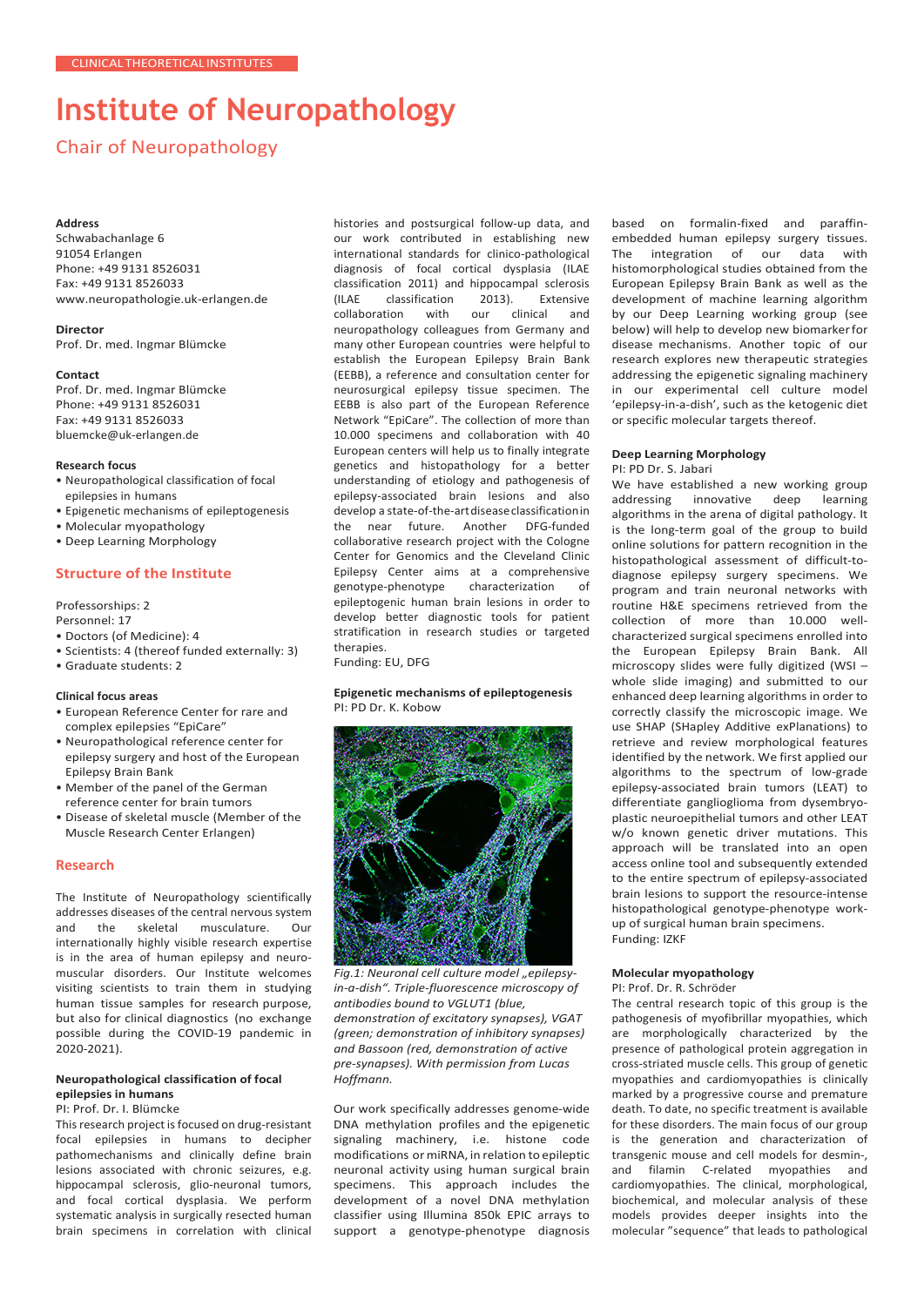CLINICAL THEORETICAL INSTITUTES

# Institute of Neuropathology

## Chair of Neuropathology

### Address

Schwabachanlage 6
91054 Erlangen
Phone: +49 9131 8526031
Fax: +49 9131 8526033
www.neuropathologie.uk-erlangen.de

### Director

Prof. Dr. med. Ingmar Blümcke

### Contact

Prof. Dr. med. Ingmar Blümcke
Phone: +49 9131 8526031
Fax: +49 9131 8526033
bluemcke@uk-erlangen.de

### Research focus

- Neuropathological classification of focal epilepsies in humans
- Epigenetic mechanisms of epileptogenesis
- Molecular myopathology
- Deep Learning Morphology

## Structure of the Institute

Professorships: 2
Personnel: 17

- Doctors (of Medicine): 4
- Scientists: 4 (thereof funded externally: 3)
- Graduate students: 2

### Clinical focus areas

- European Reference Center for rare and complex epilepsies "EpiCare"
- Neuropathological reference center for epilepsy surgery and host of the European Epilepsy Brain Bank
- Member of the panel of the German reference center for brain tumors
- Disease of skeletal muscle (Member of the Muscle Research Center Erlangen)

## Research

The Institute of Neuropathology scientifically addresses diseases of the central nervous system and the skeletal musculature. Our internationally highly visible research expertise is in the area of human epilepsy and neuromuscular disorders. Our Institute welcomes visiting scientists to train them in studying human tissue samples for research purpose, but also for clinical diagnostics (no exchange possible during the COVID-19 pandemic in 2020-2021).

### Neuropathological classification of focal epilepsies in humans

PI: Prof. Dr. I. Blümcke

This research project is focused on drug-resistant focal epilepsies in humans to decipher pathomechanisms and clinically define brain lesions associated with chronic seizures, e.g. hippocampal sclerosis, glio-neuronal tumors, and focal cortical dysplasia. We perform systematic analysis in surgically resected human brain specimens in correlation with clinical histories and postsurgical follow-up data, and our work contributed in establishing new international standards for clinico-pathological diagnosis of focal cortical dysplasia (ILAE classification 2011) and hippocampal sclerosis (ILAE classification 2013). Extensive collaboration with our clinical and neuropathology colleagues from Germany and many other European countries were helpful to establish the European Epilepsy Brain Bank (EEBB), a reference and consultation center for neurosurgical epilepsy tissue specimen. The EEBB is also part of the European Reference Network "EpiCare". The collection of more than 10.000 specimens and collaboration with 40 European centers will help us to finally integrate genetics and histopathology for a better understanding of etiology and pathogenesis of epilepsy-associated brain lesions and also develop a state-of-the-art disease classification in the near future. Another DFG-funded collaborative research project with the Cologne Center for Genomics and the Cleveland Clinic Epilepsy Center aims at a comprehensive genotype-phenotype characterization of epileptogenic human brain lesions in order to develop better diagnostic tools for patient stratification in research studies or targeted therapies.
Funding: EU, DFG

### Epigenetic mechanisms of epileptogenesis

PI: PD Dr. K. Kobow

*Fig.1: Neuronal cell culture model „epilepsy-in-a-dish". Triple-fluorescence microscopy of antibodies bound to VGLUT1 (blue, demonstration of excitatory synapses), VGAT (green; demonstration of inhibitory synapses) and Bassoon (red, demonstration of active pre-synapses). With permission from Lucas Hoffmann.*

Our work specifically addresses genome-wide DNA methylation profiles and the epigenetic signaling machinery, i.e. histone code modifications or miRNA, in relation to epileptic neuronal activity using human surgical brain specimens. This approach includes the development of a novel DNA methylation classifier using Illumina 850k EPIC arrays to support a genotype-phenotype diagnosis based on formalin-fixed and paraffin-embedded human epilepsy surgery tissues. The integration of our data with histomorphological studies obtained from the European Epilepsy Brain Bank as well as the development of machine learning algorithm by our Deep Learning working group (see below) will help to develop new biomarker for these disease mechanisms. Another topic of our research explores new therapeutic strategies addressing the epigenetic signaling machinery in our experimental cell culture model 'epilepsy-in-a-dish', such as the ketogenic diet or specific molecular targets thereof.

### Deep Learning Morphology

PI: PD Dr. S. Jabari

We have established a new working group addressing innovative deep learning algorithms in the arena of digital pathology. It is the long-term goal of the group to build online solutions for pattern recognition in the histopathological assessment of difficult-to-diagnose epilepsy surgery specimens. We program and train neuronal networks with routine H&E specimens retrieved from the collection of more than 10.000 well-characterized surgical specimens enrolled into the European Epilepsy Brain Bank. All microscopy slides were fully digitized (WSI – whole slide imaging) and submitted to our enhanced deep learning algorithms in order to correctly classify the microscopic image. We use SHAP (SHapley Additive exPlanations) to retrieve and review morphological features identified by the network. We first applied our algorithms to the spectrum of low-grade epilepsy-associated brain tumors (LEAT) to differentiate ganglioglioma from dysembryoplastic neuroepithelial tumors and other LEAT w/o known genetic driver mutations. This approach will be translated into an open access online tool and subsequently extended to the entire spectrum of epilepsy-associated brain lesions to support the resource-intense histopathological genotype-phenotype work-up of surgical human brain specimens.
Funding: IZKF

### Molecular myopathology

PI: Prof. Dr. R. Schröder

The central research topic of this group is the pathogenesis of myofibrillar myopathies, which are morphologically characterized by the presence of pathological protein aggregation in cross-striated muscle cells. This group of genetic myopathies and cardiomyopathies is clinically marked by a progressive course and premature death. To date, no specific treatment is available for these disorders. The main focus of our group is the generation and characterization of transgenic mouse and cell models for desmin-, and filamin C-related myopathies and cardiomyopathies. The clinical, morphological, biochemical, and molecular analysis of these models provides deeper insights into the molecular "sequence" that leads to pathological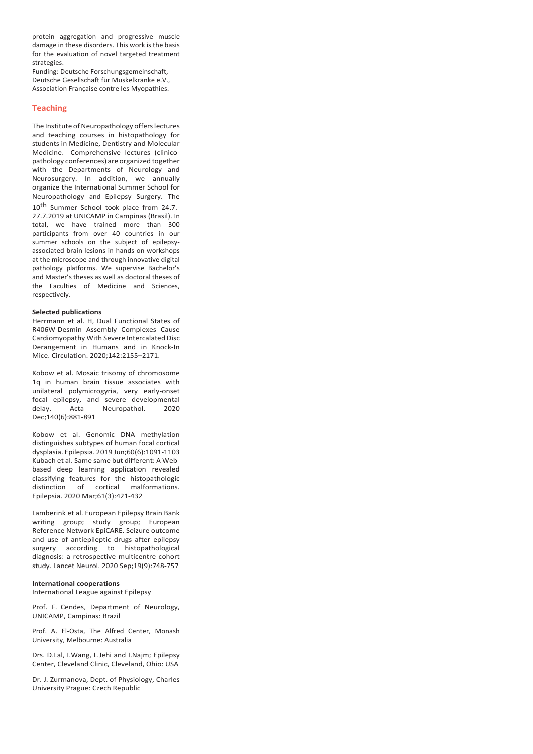protein aggregation and progressive muscle damage in these disorders. This work is the basis for the evaluation of novel targeted treatment strategies.

Funding: Deutsche Forschungsgemeinschaft, Deutsche Gesellschaft für Muskelkranke e.V., Association Française contre les Myopathies.

## Teaching

The Institute of Neuropathology offers lectures and teaching courses in histopathology for students in Medicine, Dentistry and Molecular Medicine. Comprehensive lectures (clinico-pathology conferences) are organized together with the Departments of Neurology and Neurosurgery. In addition, we annually organize the International Summer School for Neuropathology and Epilepsy Surgery. The 10th Summer School took place from 24.7.-27.7.2019 at UNICAMP in Campinas (Brasil). In total, we have trained more than 300 participants from over 40 countries in our summer schools on the subject of epilepsy-associated brain lesions in hands-on workshops at the microscope and through innovative digital pathology platforms. We supervise Bachelor's and Master's theses as well as doctoral theses of the Faculties of Medicine and Sciences, respectively.

**Selected publications**

Herrmann et al. H, Dual Functional States of R406W-Desmin Assembly Complexes Cause Cardiomyopathy With Severe Intercalated Disc Derangement in Humans and in Knock-In Mice. Circulation. 2020;142:2155–2171.

Kobow et al. Mosaic trisomy of chromosome 1q in human brain tissue associates with unilateral polymicrogyria, very early-onset focal epilepsy, and severe developmental delay. Acta Neuropathol. 2020 Dec;140(6):881-891

Kobow et al. Genomic DNA methylation distinguishes subtypes of human focal cortical dysplasia. Epilepsia. 2019 Jun;60(6):1091-1103

Kubach et al. Same same but different: A Web-based deep learning application revealed classifying features for the histopathologic distinction of cortical malformations. Epilepsia. 2020 Mar;61(3):421-432

Lamberink et al. European Epilepsy Brain Bank writing group; study group; European Reference Network EpiCARE. Seizure outcome and use of antiepileptic drugs after epilepsy surgery according to histopathological diagnosis: a retrospective multicentre cohort study. Lancet Neurol. 2020 Sep;19(9):748-757

**International cooperations**

International League against Epilepsy

Prof. F. Cendes, Department of Neurology, UNICAMP, Campinas: Brazil

Prof. A. El-Osta, The Alfred Center, Monash University, Melbourne: Australia

Drs. D.Lal, I.Wang, L.Jehi and I.Najm; Epilepsy Center, Cleveland Clinic, Cleveland, Ohio: USA

Dr. J. Zurmanova, Dept. of Physiology, Charles University Prague: Czech Republic